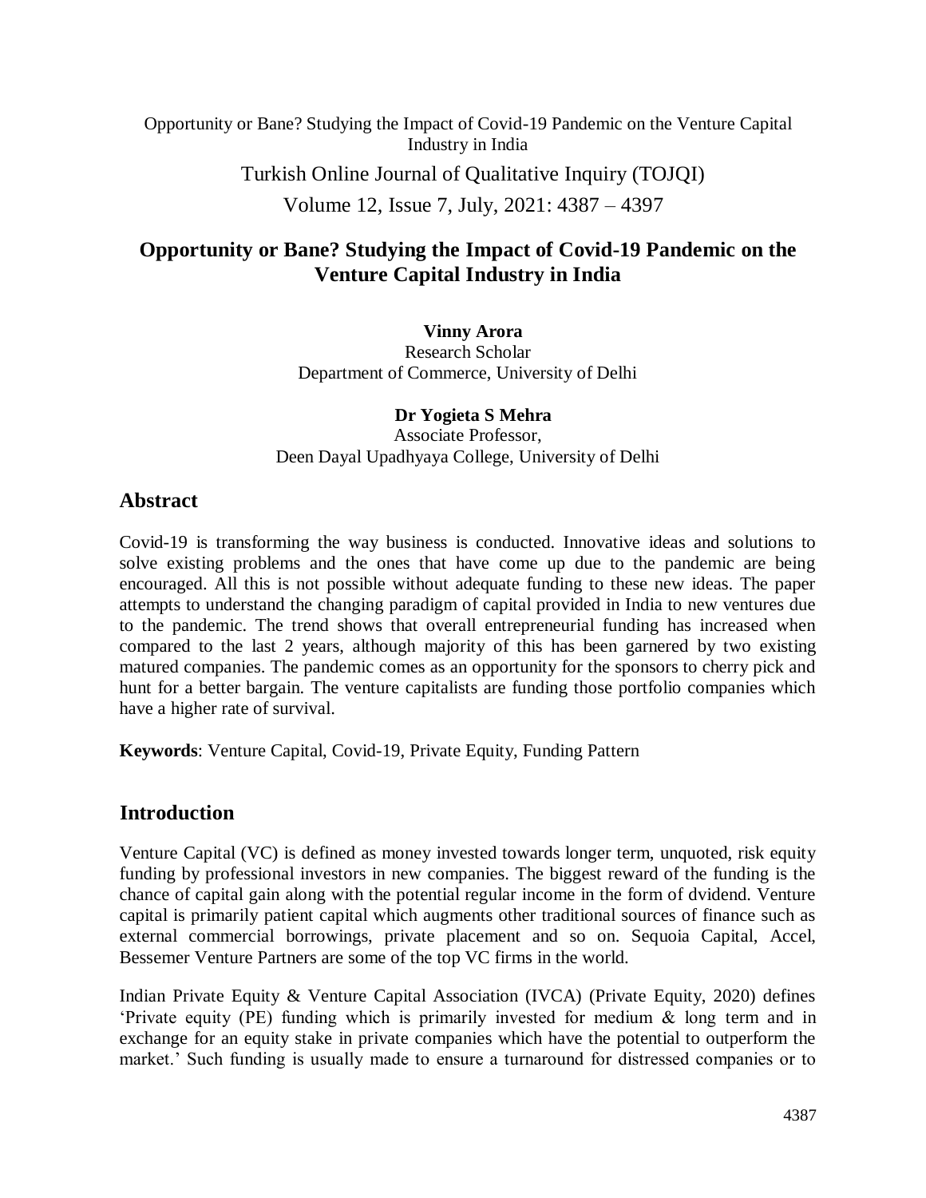# Opportunity or Bane? Studying the Impact of Covid-19 Pandemic on the Venture Capital Industry in India

**Vinny Arora**
Research Scholar
Department of Commerce, University of Delhi

**Dr Yogieta S Mehra**
Associate Professor,
Deen Dayal Upadhyaya College, University of Delhi

## Abstract

Covid-19 is transforming the way business is conducted. Innovative ideas and solutions to solve existing problems and the ones that have come up due to the pandemic are being encouraged. All this is not possible without adequate funding to these new ideas. The paper attempts to understand the changing paradigm of capital provided in India to new ventures due to the pandemic. The trend shows that overall entrepreneurial funding has increased when compared to the last 2 years, although majority of this has been garnered by two existing matured companies. The pandemic comes as an opportunity for the sponsors to cherry pick and hunt for a better bargain. The venture capitalists are funding those portfolio companies which have a higher rate of survival.

**Keywords**: Venture Capital, Covid-19, Private Equity, Funding Pattern

## Introduction

Venture Capital (VC) is defined as money invested towards longer term, unquoted, risk equity funding by professional investors in new companies. The biggest reward of the funding is the chance of capital gain along with the potential regular income in the form of dvidend. Venture capital is primarily patient capital which augments other traditional sources of finance such as external commercial borrowings, private placement and so on. Sequoia Capital, Accel, Bessemer Venture Partners are some of the top VC firms in the world.

Indian Private Equity & Venture Capital Association (IVCA) (Private Equity, 2020) defines 'Private equity (PE) funding which is primarily invested for medium & long term and in exchange for an equity stake in private companies which have the potential to outperform the market.' Such funding is usually made to ensure a turnaround for distressed companies or to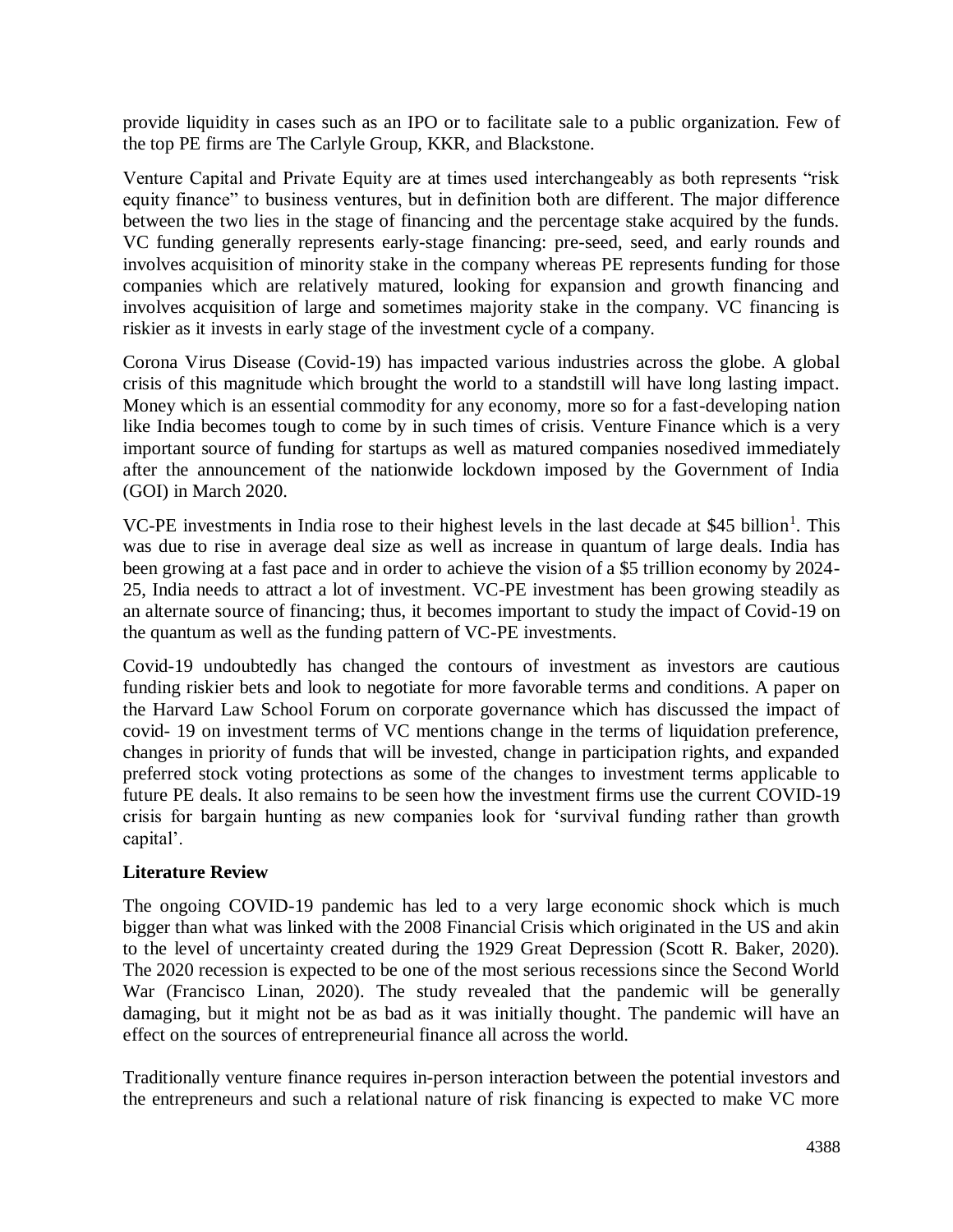provide liquidity in cases such as an IPO or to facilitate sale to a public organization. Few of the top PE firms are The Carlyle Group, KKR, and Blackstone.

Venture Capital and Private Equity are at times used interchangeably as both represents "risk equity finance" to business ventures, but in definition both are different. The major difference between the two lies in the stage of financing and the percentage stake acquired by the funds. VC funding generally represents early-stage financing: pre-seed, seed, and early rounds and involves acquisition of minority stake in the company whereas PE represents funding for those companies which are relatively matured, looking for expansion and growth financing and involves acquisition of large and sometimes majority stake in the company. VC financing is riskier as it invests in early stage of the investment cycle of a company.

Corona Virus Disease (Covid-19) has impacted various industries across the globe. A global crisis of this magnitude which brought the world to a standstill will have long lasting impact. Money which is an essential commodity for any economy, more so for a fast-developing nation like India becomes tough to come by in such times of crisis. Venture Finance which is a very important source of funding for startups as well as matured companies nosedived immediately after the announcement of the nationwide lockdown imposed by the Government of India (GOI) in March 2020.

VC-PE investments in India rose to their highest levels in the last decade at $45 billion[1]. This was due to rise in average deal size as well as increase in quantum of large deals. India has been growing at a fast pace and in order to achieve the vision of a $5 trillion economy by 2024-25, India needs to attract a lot of investment. VC-PE investment has been growing steadily as an alternate source of financing; thus, it becomes important to study the impact of Covid-19 on the quantum as well as the funding pattern of VC-PE investments.

Covid-19 undoubtedly has changed the contours of investment as investors are cautious funding riskier bets and look to negotiate for more favorable terms and conditions. A paper on the Harvard Law School Forum on corporate governance which has discussed the impact of covid- 19 on investment terms of VC mentions change in the terms of liquidation preference, changes in priority of funds that will be invested, change in participation rights, and expanded preferred stock voting protections as some of the changes to investment terms applicable to future PE deals. It also remains to be seen how the investment firms use the current COVID-19 crisis for bargain hunting as new companies look for 'survival funding rather than growth capital'.

## Literature Review

The ongoing COVID-19 pandemic has led to a very large economic shock which is much bigger than what was linked with the 2008 Financial Crisis which originated in the US and akin to the level of uncertainty created during the 1929 Great Depression (Scott R. Baker, 2020). The 2020 recession is expected to be one of the most serious recessions since the Second World War (Francisco Linan, 2020). The study revealed that the pandemic will be generally damaging, but it might not be as bad as it was initially thought. The pandemic will have an effect on the sources of entrepreneurial finance all across the world.

Traditionally venture finance requires in-person interaction between the potential investors and the entrepreneurs and such a relational nature of risk financing is expected to make VC more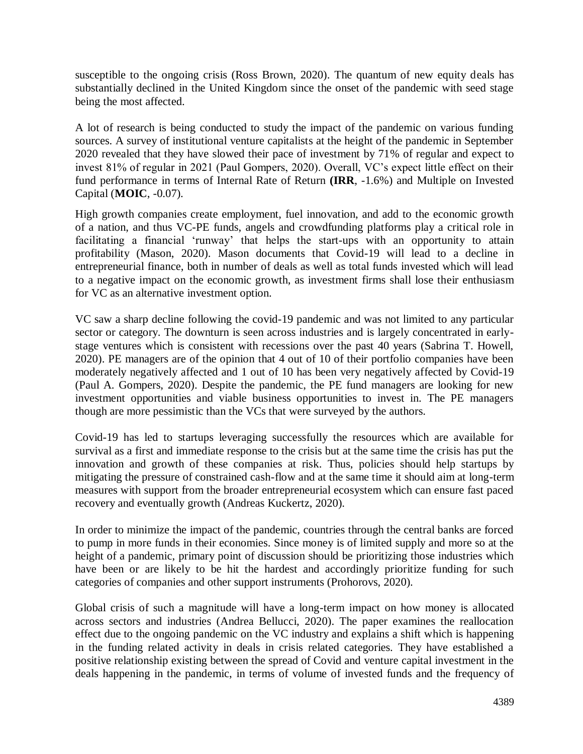susceptible to the ongoing crisis (Ross Brown, 2020). The quantum of new equity deals has substantially declined in the United Kingdom since the onset of the pandemic with seed stage being the most affected.

A lot of research is being conducted to study the impact of the pandemic on various funding sources. A survey of institutional venture capitalists at the height of the pandemic in September 2020 revealed that they have slowed their pace of investment by 71% of regular and expect to invest 81% of regular in 2021 (Paul Gompers, 2020). Overall, VC's expect little effect on their fund performance in terms of Internal Rate of Return **(IRR**, -1.6%) and Multiple on Invested Capital (**MOIC**, -0.07).

High growth companies create employment, fuel innovation, and add to the economic growth of a nation, and thus VC-PE funds, angels and crowdfunding platforms play a critical role in facilitating a financial 'runway' that helps the start-ups with an opportunity to attain profitability (Mason, 2020). Mason documents that Covid-19 will lead to a decline in entrepreneurial finance, both in number of deals as well as total funds invested which will lead to a negative impact on the economic growth, as investment firms shall lose their enthusiasm for VC as an alternative investment option.

VC saw a sharp decline following the covid-19 pandemic and was not limited to any particular sector or category. The downturn is seen across industries and is largely concentrated in early-stage ventures which is consistent with recessions over the past 40 years (Sabrina T. Howell, 2020). PE managers are of the opinion that 4 out of 10 of their portfolio companies have been moderately negatively affected and 1 out of 10 has been very negatively affected by Covid-19 (Paul A. Gompers, 2020). Despite the pandemic, the PE fund managers are looking for new investment opportunities and viable business opportunities to invest in. The PE managers though are more pessimistic than the VCs that were surveyed by the authors.

Covid-19 has led to startups leveraging successfully the resources which are available for survival as a first and immediate response to the crisis but at the same time the crisis has put the innovation and growth of these companies at risk. Thus, policies should help startups by mitigating the pressure of constrained cash-flow and at the same time it should aim at long-term measures with support from the broader entrepreneurial ecosystem which can ensure fast paced recovery and eventually growth (Andreas Kuckertz, 2020).

In order to minimize the impact of the pandemic, countries through the central banks are forced to pump in more funds in their economies. Since money is of limited supply and more so at the height of a pandemic, primary point of discussion should be prioritizing those industries which have been or are likely to be hit the hardest and accordingly prioritize funding for such categories of companies and other support instruments (Prohorovs, 2020).

Global crisis of such a magnitude will have a long-term impact on how money is allocated across sectors and industries (Andrea Bellucci, 2020). The paper examines the reallocation effect due to the ongoing pandemic on the VC industry and explains a shift which is happening in the funding related activity in deals in crisis related categories. They have established a positive relationship existing between the spread of Covid and venture capital investment in the deals happening in the pandemic, in terms of volume of invested funds and the frequency of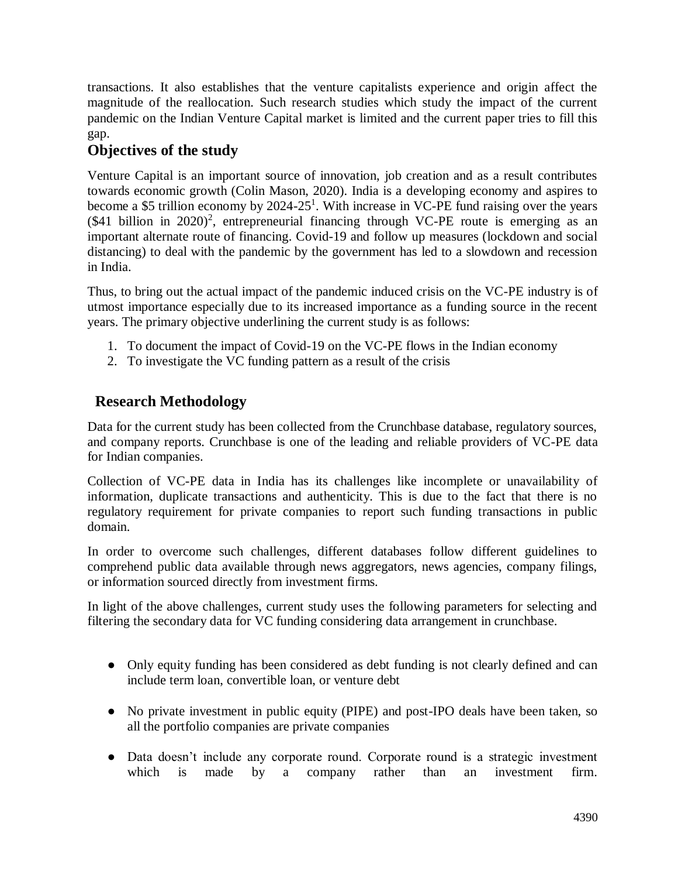transactions. It also establishes that the venture capitalists experience and origin affect the magnitude of the reallocation. Such research studies which study the impact of the current pandemic on the Indian Venture Capital market is limited and the current paper tries to fill this gap.

## Objectives of the study

Venture Capital is an important source of innovation, job creation and as a result contributes towards economic growth (Colin Mason, 2020). India is a developing economy and aspires to become a $5 trillion economy by 2024-25[1]. With increase in VC-PE fund raising over the years ($41 billion in 2020)[2], entrepreneurial financing through VC-PE route is emerging as an important alternate route of financing. Covid-19 and follow up measures (lockdown and social distancing) to deal with the pandemic by the government has led to a slowdown and recession in India.

Thus, to bring out the actual impact of the pandemic induced crisis on the VC-PE industry is of utmost importance especially due to its increased importance as a funding source in the recent years. The primary objective underlining the current study is as follows:

1. To document the impact of Covid-19 on the VC-PE flows in the Indian economy
2. To investigate the VC funding pattern as a result of the crisis

## Research Methodology

Data for the current study has been collected from the Crunchbase database, regulatory sources, and company reports. Crunchbase is one of the leading and reliable providers of VC-PE data for Indian companies.

Collection of VC-PE data in India has its challenges like incomplete or unavailability of information, duplicate transactions and authenticity. This is due to the fact that there is no regulatory requirement for private companies to report such funding transactions in public domain.

In order to overcome such challenges, different databases follow different guidelines to comprehend public data available through news aggregators, news agencies, company filings, or information sourced directly from investment firms.

In light of the above challenges, current study uses the following parameters for selecting and filtering the secondary data for VC funding considering data arrangement in crunchbase.

- Only equity funding has been considered as debt funding is not clearly defined and can include term loan, convertible loan, or venture debt
- No private investment in public equity (PIPE) and post-IPO deals have been taken, so all the portfolio companies are private companies
- Data doesn't include any corporate round. Corporate round is a strategic investment which is made by a company rather than an investment firm.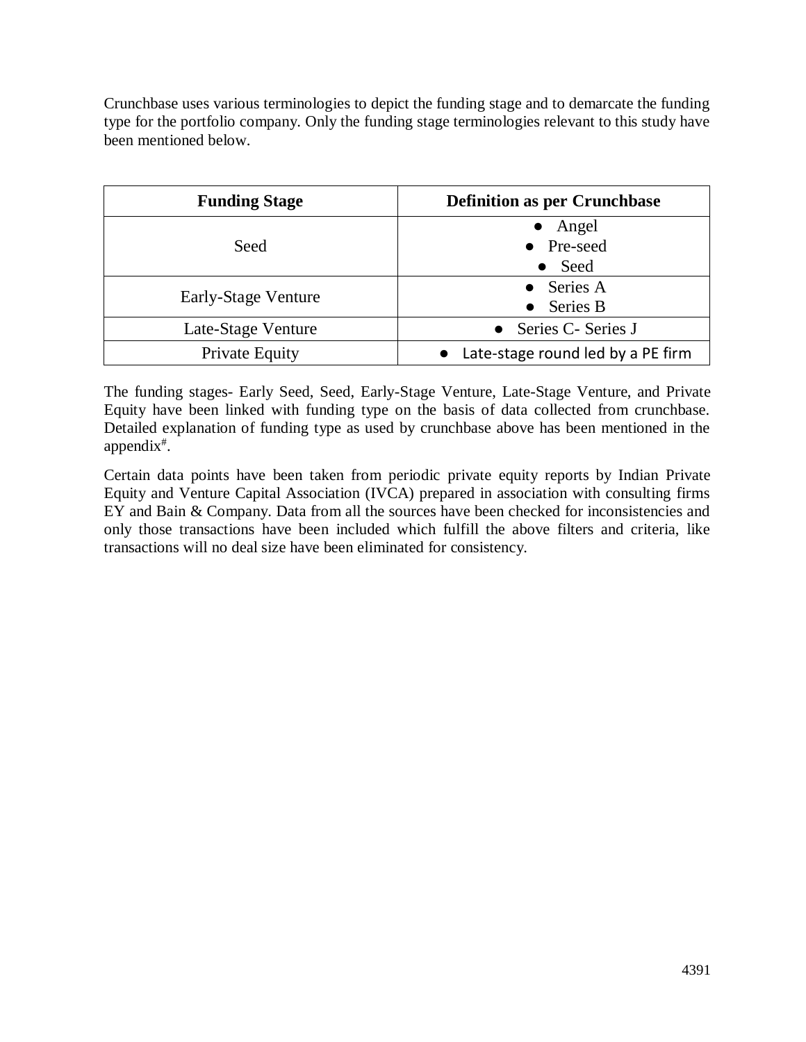Crunchbase uses various terminologies to depict the funding stage and to demarcate the funding type for the portfolio company. Only the funding stage terminologies relevant to this study have been mentioned below.

| Funding Stage | Definition as per Crunchbase |
|---|---|
| Seed | • Angel<br>• Pre-seed<br>• Seed |
| Early-Stage Venture | • Series A<br>• Series B |
| Late-Stage Venture | • Series C- Series J |
| Private Equity | • Late-stage round led by a PE firm |

The funding stages- Early Seed, Seed, Early-Stage Venture, Late-Stage Venture, and Private Equity have been linked with funding type on the basis of data collected from crunchbase. Detailed explanation of funding type as used by crunchbase above has been mentioned in the appendix[#].

Certain data points have been taken from periodic private equity reports by Indian Private Equity and Venture Capital Association (IVCA) prepared in association with consulting firms EY and Bain & Company. Data from all the sources have been checked for inconsistencies and only those transactions have been included which fulfill the above filters and criteria, like transactions will no deal size have been eliminated for consistency.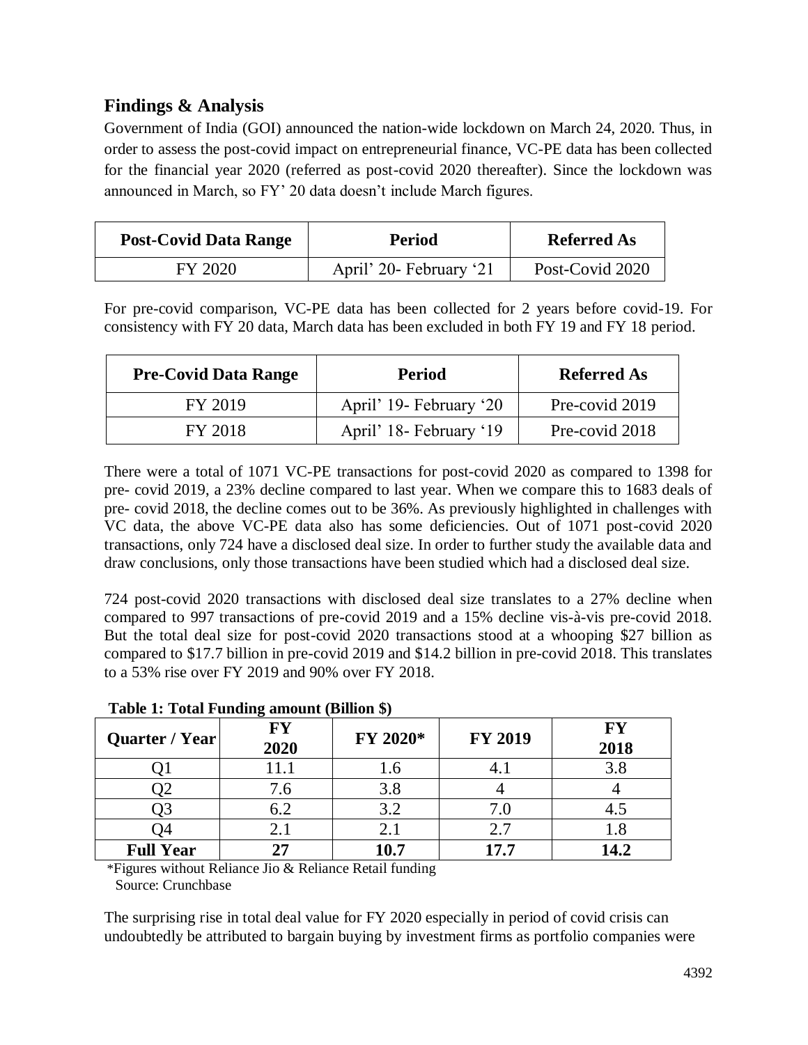## Findings & Analysis

Government of India (GOI) announced the nation-wide lockdown on March 24, 2020. Thus, in order to assess the post-covid impact on entrepreneurial finance, VC-PE data has been collected for the financial year 2020 (referred as post-covid 2020 thereafter). Since the lockdown was announced in March, so FY' 20 data doesn't include March figures.

| Post-Covid Data Range | Period | Referred As |
|---|---|---|
| FY 2020 | April' 20- February '21 | Post-Covid 2020 |

For pre-covid comparison, VC-PE data has been collected for 2 years before covid-19. For consistency with FY 20 data, March data has been excluded in both FY 19 and FY 18 period.

| Pre-Covid Data Range | Period | Referred As |
|---|---|---|
| FY 2019 | April' 19- February '20 | Pre-covid 2019 |
| FY 2018 | April' 18- February '19 | Pre-covid 2018 |

There were a total of 1071 VC-PE transactions for post-covid 2020 as compared to 1398 for pre- covid 2019, a 23% decline compared to last year. When we compare this to 1683 deals of pre- covid 2018, the decline comes out to be 36%. As previously highlighted in challenges with VC data, the above VC-PE data also has some deficiencies. Out of 1071 post-covid 2020 transactions, only 724 have a disclosed deal size. In order to further study the available data and draw conclusions, only those transactions have been studied which had a disclosed deal size.

724 post-covid 2020 transactions with disclosed deal size translates to a 27% decline when compared to 997 transactions of pre-covid 2019 and a 15% decline vis-à-vis pre-covid 2018. But the total deal size for post-covid 2020 transactions stood at a whooping $27 billion as compared to $17.7 billion in pre-covid 2019 and $14.2 billion in pre-covid 2018. This translates to a 53% rise over FY 2019 and 90% over FY 2018.

**Table 1: Total Funding amount (Billion $)**

| Quarter / Year | FY 2020 | FY 2020* | FY 2019 | FY 2018 |
|---|---|---|---|---|
| Q1 | 11.1 | 1.6 | 4.1 | 3.8 |
| Q2 | 7.6 | 3.8 | 4 | 4 |
| Q3 | 6.2 | 3.2 | 7.0 | 4.5 |
| Q4 | 2.1 | 2.1 | 2.7 | 1.8 |
| **Full Year** | **27** | **10.7** | **17.7** | **14.2** |

*Figures without Reliance Jio & Reliance Retail funding
Source: Crunchbase

The surprising rise in total deal value for FY 2020 especially in period of covid crisis can undoubtedly be attributed to bargain buying by investment firms as portfolio companies were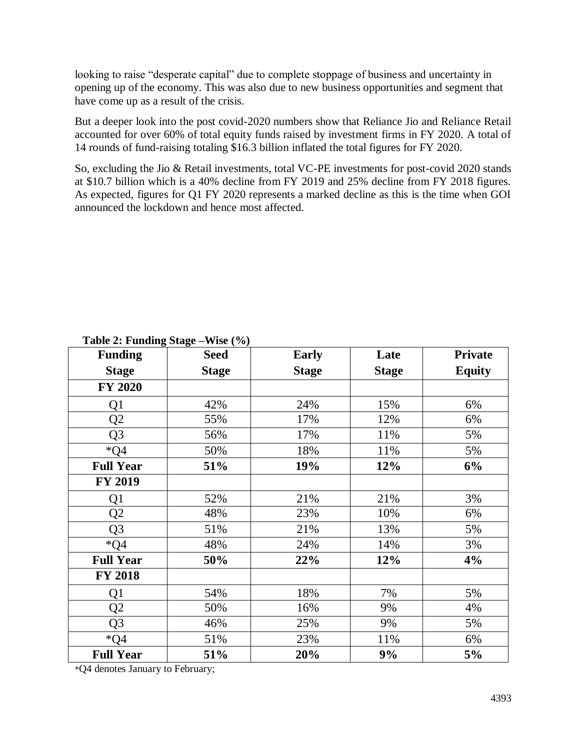looking to raise “desperate capital” due to complete stoppage of business and uncertainty in opening up of the economy. This was also due to new business opportunities and segment that have come up as a result of the crisis.

But a deeper look into the post covid-2020 numbers show that Reliance Jio and Reliance Retail accounted for over 60% of total equity funds raised by investment firms in FY 2020. A total of 14 rounds of fund-raising totaling $16.3 billion inflated the total figures for FY 2020.

So, excluding the Jio & Retail investments, total VC-PE investments for post-covid 2020 stands at $10.7 billion which is a 40% decline from FY 2019 and 25% decline from FY 2018 figures. As expected, figures for Q1 FY 2020 represents a marked decline as this is the time when GOI announced the lockdown and hence most affected.

**Table 2: Funding Stage –Wise (%)**

| Funding Stage | Seed Stage | Early Stage | Late Stage | Private Equity |
|---|---|---|---|---|
| **FY 2020** | | | | |
| Q1 | 42% | 24% | 15% | 6% |
| Q2 | 55% | 17% | 12% | 6% |
| Q3 | 56% | 17% | 11% | 5% |
| *Q4 | 50% | 18% | 11% | 5% |
| **Full Year** | **51%** | **19%** | **12%** | **6%** |
| **FY 2019** | | | | |
| Q1 | 52% | 21% | 21% | 3% |
| Q2 | 48% | 23% | 10% | 6% |
| Q3 | 51% | 21% | 13% | 5% |
| *Q4 | 48% | 24% | 14% | 3% |
| **Full Year** | **50%** | **22%** | **12%** | **4%** |
| **FY 2018** | | | | |
| Q1 | 54% | 18% | 7% | 5% |
| Q2 | 50% | 16% | 9% | 4% |
| Q3 | 46% | 25% | 9% | 5% |
| *Q4 | 51% | 23% | 11% | 6% |
| **Full Year** | **51%** | **20%** | **9%** | **5%** |

*Q4 denotes January to February;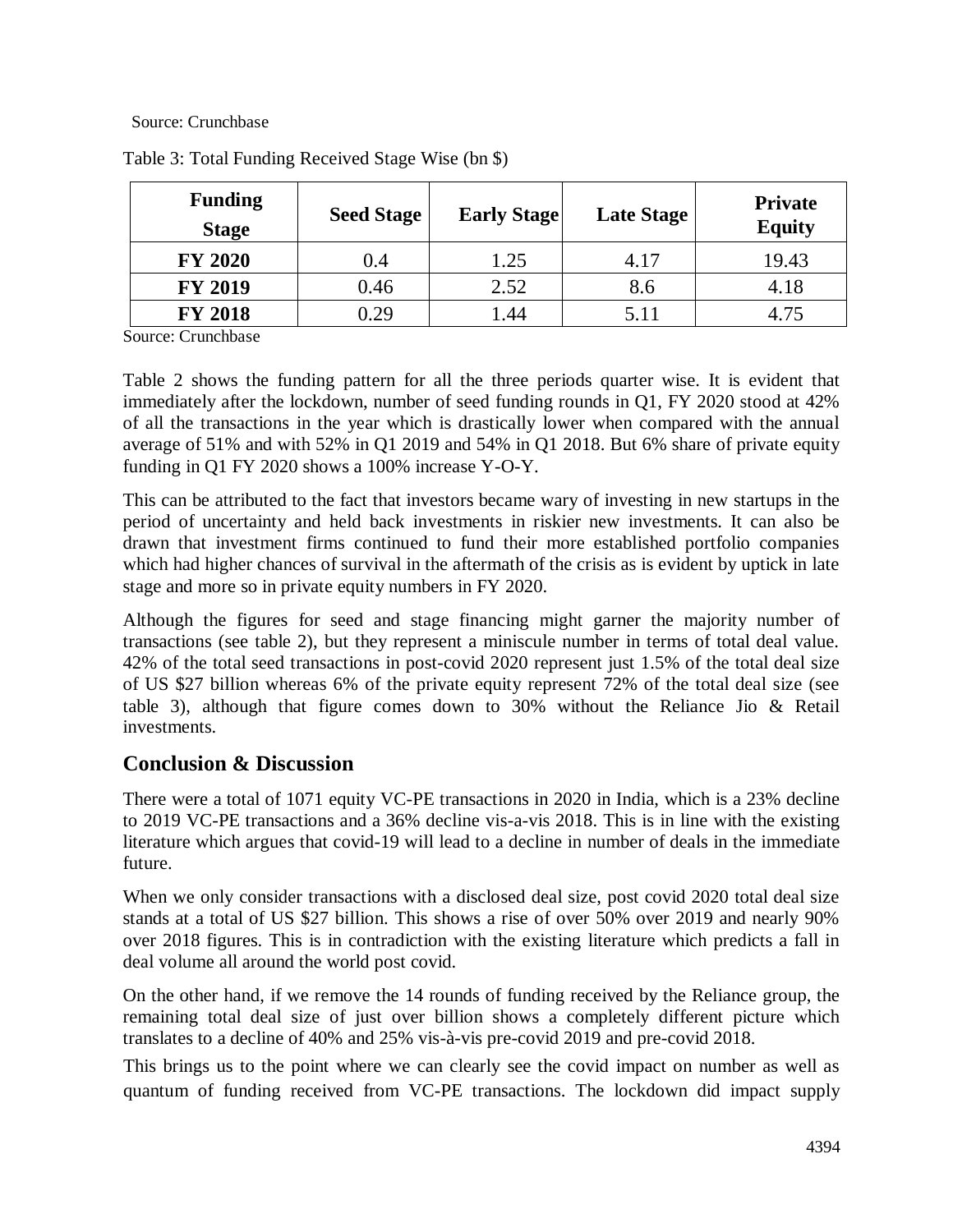Source: Crunchbase

Table 3: Total Funding Received Stage Wise (bn $)

| Funding Stage | Seed Stage | Early Stage | Late Stage | Private Equity |
|---|---|---|---|---|
| FY 2020 | 0.4 | 1.25 | 4.17 | 19.43 |
| FY 2019 | 0.46 | 2.52 | 8.6 | 4.18 |
| FY 2018 | 0.29 | 1.44 | 5.11 | 4.75 |

Source: Crunchbase

Table 2 shows the funding pattern for all the three periods quarter wise. It is evident that immediately after the lockdown, number of seed funding rounds in Q1, FY 2020 stood at 42% of all the transactions in the year which is drastically lower when compared with the annual average of 51% and with 52% in Q1 2019 and 54% in Q1 2018. But 6% share of private equity funding in Q1 FY 2020 shows a 100% increase Y-O-Y.

This can be attributed to the fact that investors became wary of investing in new startups in the period of uncertainty and held back investments in riskier new investments. It can also be drawn that investment firms continued to fund their more established portfolio companies which had higher chances of survival in the aftermath of the crisis as is evident by uptick in late stage and more so in private equity numbers in FY 2020.

Although the figures for seed and stage financing might garner the majority number of transactions (see table 2), but they represent a miniscule number in terms of total deal value. 42% of the total seed transactions in post-covid 2020 represent just 1.5% of the total deal size of US $27 billion whereas 6% of the private equity represent 72% of the total deal size (see table 3), although that figure comes down to 30% without the Reliance Jio & Retail investments.

## Conclusion & Discussion

There were a total of 1071 equity VC-PE transactions in 2020 in India, which is a 23% decline to 2019 VC-PE transactions and a 36% decline vis-a-vis 2018. This is in line with the existing literature which argues that covid-19 will lead to a decline in number of deals in the immediate future.

When we only consider transactions with a disclosed deal size, post covid 2020 total deal size stands at a total of US $27 billion. This shows a rise of over 50% over 2019 and nearly 90% over 2018 figures. This is in contradiction with the existing literature which predicts a fall in deal volume all around the world post covid.

On the other hand, if we remove the 14 rounds of funding received by the Reliance group, the remaining total deal size of just over billion shows a completely different picture which translates to a decline of 40% and 25% vis-à-vis pre-covid 2019 and pre-covid 2018.

This brings us to the point where we can clearly see the covid impact on number as well as quantum of funding received from VC-PE transactions. The lockdown did impact supply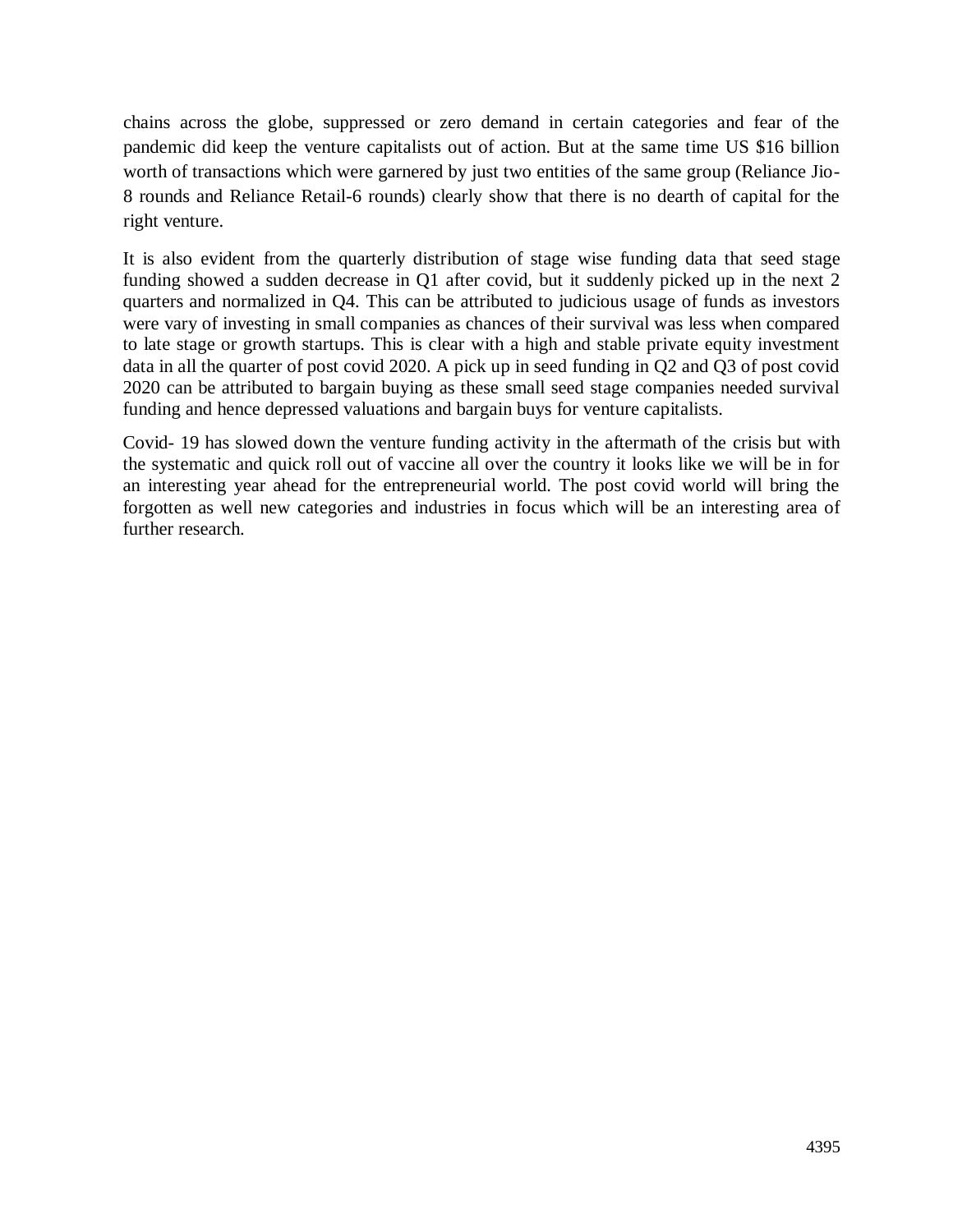chains across the globe, suppressed or zero demand in certain categories and fear of the pandemic did keep the venture capitalists out of action. But at the same time US $16 billion worth of transactions which were garnered by just two entities of the same group (Reliance Jio-8 rounds and Reliance Retail-6 rounds) clearly show that there is no dearth of capital for the right venture.

It is also evident from the quarterly distribution of stage wise funding data that seed stage funding showed a sudden decrease in Q1 after covid, but it suddenly picked up in the next 2 quarters and normalized in Q4. This can be attributed to judicious usage of funds as investors were vary of investing in small companies as chances of their survival was less when compared to late stage or growth startups. This is clear with a high and stable private equity investment data in all the quarter of post covid 2020. A pick up in seed funding in Q2 and Q3 of post covid 2020 can be attributed to bargain buying as these small seed stage companies needed survival funding and hence depressed valuations and bargain buys for venture capitalists.

Covid- 19 has slowed down the venture funding activity in the aftermath of the crisis but with the systematic and quick roll out of vaccine all over the country it looks like we will be in for an interesting year ahead for the entrepreneurial world. The post covid world will bring the forgotten as well new categories and industries in focus which will be an interesting area of further research.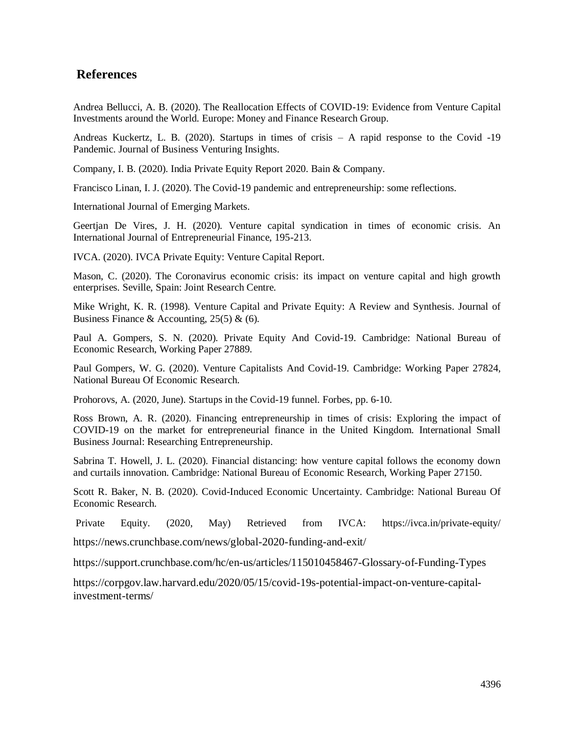## References

Andrea Bellucci, A. B. (2020). The Reallocation Effects of COVID-19: Evidence from Venture Capital Investments around the World. Europe: Money and Finance Research Group.

Andreas Kuckertz, L. B. (2020). Startups in times of crisis – A rapid response to the Covid -19 Pandemic. Journal of Business Venturing Insights.

Company, I. B. (2020). India Private Equity Report 2020. Bain & Company.

Francisco Linan, I. J. (2020). The Covid-19 pandemic and entrepreneurship: some reflections.

International Journal of Emerging Markets.

Geertjan De Vires, J. H. (2020). Venture capital syndication in times of economic crisis. An International Journal of Entrepreneurial Finance, 195-213.

IVCA. (2020). IVCA Private Equity: Venture Capital Report.

Mason, C. (2020). The Coronavirus economic crisis: its impact on venture capital and high growth enterprises. Seville, Spain: Joint Research Centre.

Mike Wright, K. R. (1998). Venture Capital and Private Equity: A Review and Synthesis. Journal of Business Finance & Accounting, 25(5) & (6).

Paul A. Gompers, S. N. (2020). Private Equity And Covid-19. Cambridge: National Bureau of Economic Research, Working Paper 27889.

Paul Gompers, W. G. (2020). Venture Capitalists And Covid-19. Cambridge: Working Paper 27824, National Bureau Of Economic Research.

Prohorovs, A. (2020, June). Startups in the Covid-19 funnel. Forbes, pp. 6-10.

Ross Brown, A. R. (2020). Financing entrepreneurship in times of crisis: Exploring the impact of COVID-19 on the market for entrepreneurial finance in the United Kingdom. International Small Business Journal: Researching Entrepreneurship.

Sabrina T. Howell, J. L. (2020). Financial distancing: how venture capital follows the economy down and curtails innovation. Cambridge: National Bureau of Economic Research, Working Paper 27150.

Scott R. Baker, N. B. (2020). Covid-Induced Economic Uncertainty. Cambridge: National Bureau Of Economic Research.

Private Equity. (2020, May) Retrieved from IVCA: https://ivca.in/private-equity/

https://news.crunchbase.com/news/global-2020-funding-and-exit/

https://support.crunchbase.com/hc/en-us/articles/115010458467-Glossary-of-Funding-Types

https://corpgov.law.harvard.edu/2020/05/15/covid-19s-potential-impact-on-venture-capital-investment-terms/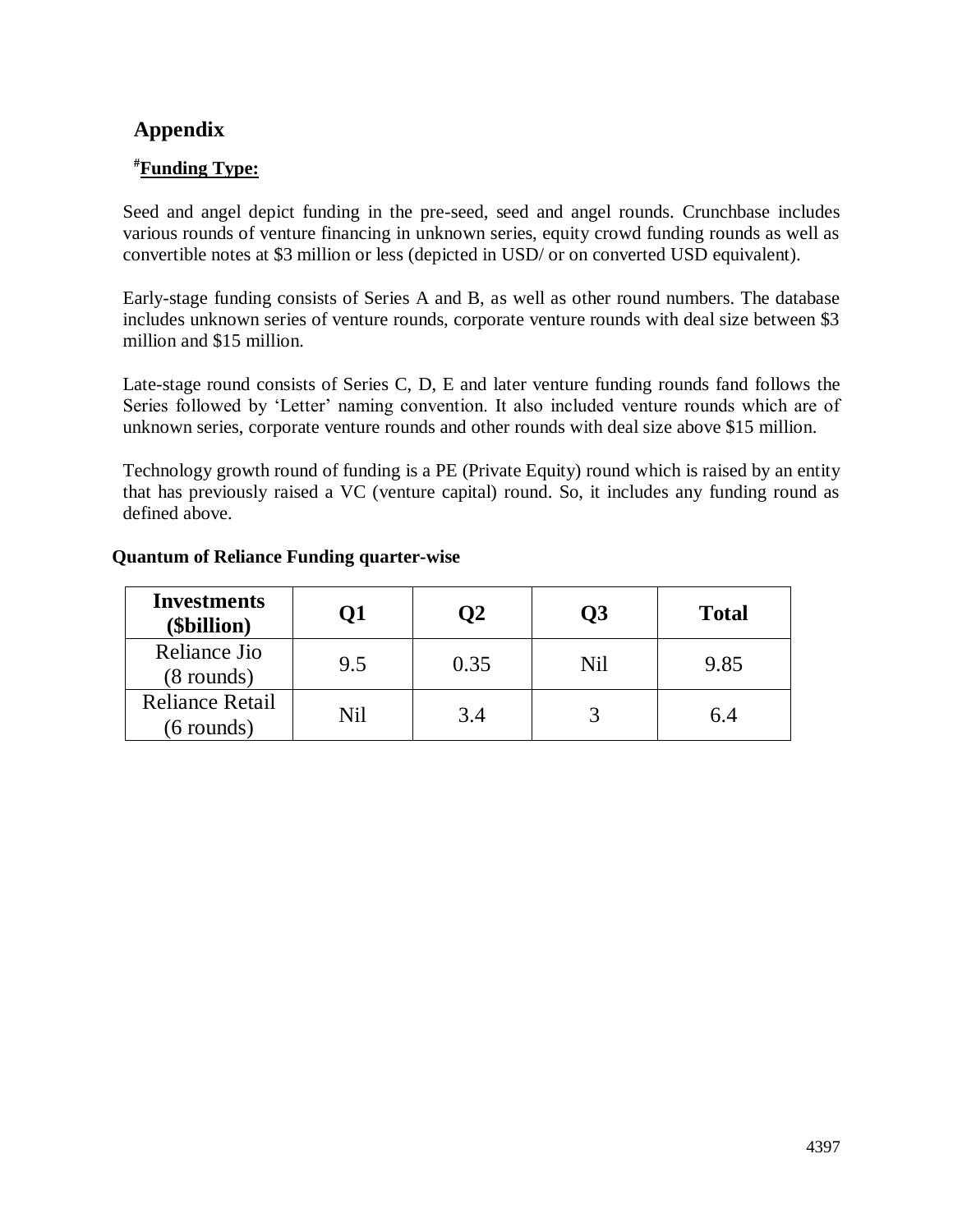## Appendix

### [#]Funding Type:

Seed and angel depict funding in the pre-seed, seed and angel rounds. Crunchbase includes various rounds of venture financing in unknown series, equity crowd funding rounds as well as convertible notes at $3 million or less (depicted in USD/ or on converted USD equivalent).

Early-stage funding consists of Series A and B, as well as other round numbers. The database includes unknown series of venture rounds, corporate venture rounds with deal size between $3 million and $15 million.

Late-stage round consists of Series C, D, E and later venture funding rounds fand follows the Series followed by 'Letter' naming convention. It also included venture rounds which are of unknown series, corporate venture rounds and other rounds with deal size above $15 million.

Technology growth round of funding is a PE (Private Equity) round which is raised by an entity that has previously raised a VC (venture capital) round. So, it includes any funding round as defined above.

**Quantum of Reliance Funding quarter-wise**

| Investments ($billion) | Q1 | Q2 | Q3 | Total |
|---|---|---|---|---|
| Reliance Jio (8 rounds) | 9.5 | 0.35 | Nil | 9.85 |
| Reliance Retail (6 rounds) | Nil | 3.4 | 3 | 6.4 |